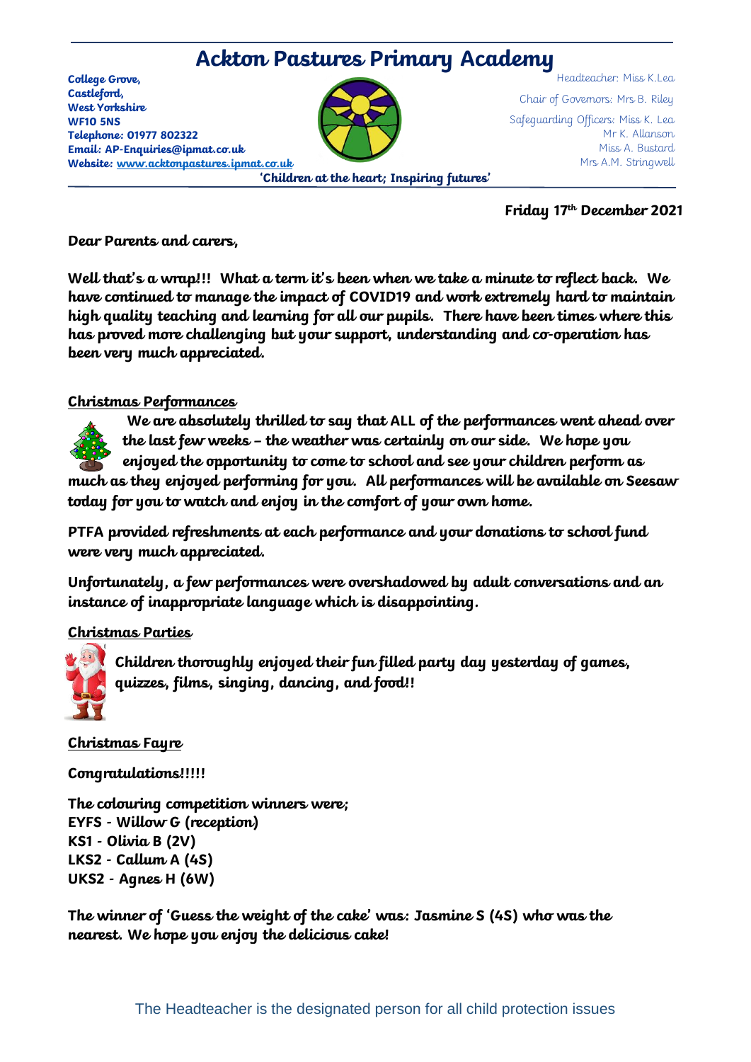# Ackton Pastures Primary Academy

**College Grove,**
**Castleford,**
**West Yorkshire**
**WF10 5NS**
**Telephone: 01977 802322**
**Email: AP-Enquiries@ipmat.co.uk**
**Website: www.acktonpastures.ipmat.co.uk**

Headteacher: Miss K.Lea

Chair of Governors: Mrs B. Riley

Safeguarding Officers: Miss K. Lea
Mr K. Allanson
Miss A. Bustard
Mrs A.M. Stringwell

**'Children at the heart; Inspiring futures'**

**Friday 17th December 2021**

**Dear Parents and carers,**

**Well that's a wrap!!! What a term it's been when we take a minute to reflect back. We have continued to manage the impact of COVID19 and work extremely hard to maintain high quality teaching and learning for all our pupils. There have been times where this has proved more challenging but your support, understanding and co-operation has been very much appreciated.**

## Christmas Performances

**We are absolutely thrilled to say that ALL of the performances went ahead over the last few weeks – the weather was certainly on our side. We hope you enjoyed the opportunity to come to school and see your children perform as much as they enjoyed performing for you. All performances will be available on Seesaw today for you to watch and enjoy in the comfort of your own home.**

**PTFA provided refreshments at each performance and your donations to school fund were very much appreciated.**

**Unfortunately, a few performances were overshadowed by adult conversations and an instance of inappropriate language which is disappointing.**

## Christmas Parties

**Children thoroughly enjoyed their fun filled party day yesterday of games, quizzes, films, singing, dancing, and food!!**

## Christmas Fayre

**Congratulations!!!!!**

**The colouring competition winners were;**
**EYFS - Willow G (reception)**
**KS1 - Olivia B (2V)**
**LKS2 - Callum A (4S)**
**UKS2 - Agnes H (6W)**

**The winner of 'Guess the weight of the cake' was: Jasmine S (4S) who was the nearest. We hope you enjoy the delicious cake!**

The Headteacher is the designated person for all child protection issues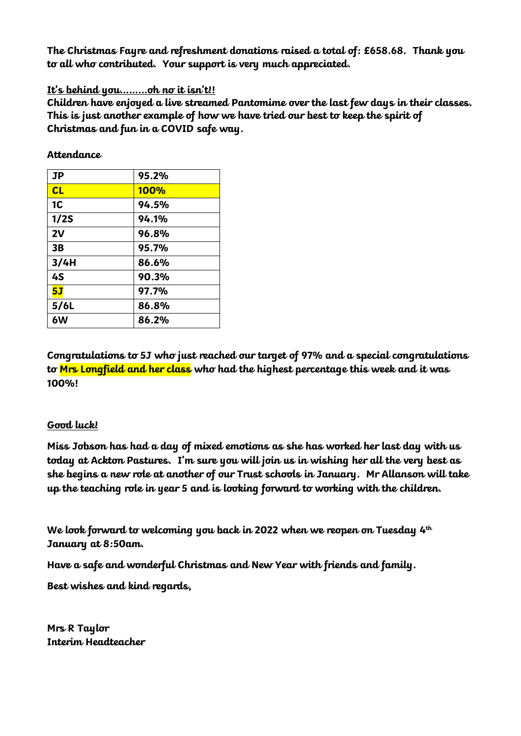**The Christmas Fayre and refreshment donations raised a total of: £658.68. Thank you to all who contributed. Your support is very much appreciated.**

**<u>It's behind you………oh no it isn't!!</u>**

**Children have enjoyed a live streamed Pantomime over the last few days in their classes. This is just another example of how we have tried our best to keep the spirit of Christmas and fun in a COVID safe way.**

**Attendance**

| | |
|---|---|
| **JP** | **95.2%** |
| **CL** | **100%** |
| **1C** | **94.5%** |
| **1/2S** | **94.1%** |
| **2V** | **96.8%** |
| **3B** | **95.7%** |
| **3/4H** | **86.6%** |
| **4S** | **90.3%** |
| **5J** | **97.7%** |
| **5/6L** | **86.8%** |
| **6W** | **86.2%** |

**Congratulations to 5J who just reached our target of 97% and a special congratulations to Mrs Longfield and her class who had the highest percentage this week and it was 100%!**

**<u>Good luck!</u>**

**Miss Jobson has had a day of mixed emotions as she has worked her last day with us today at Ackton Pastures. I'm sure you will join us in wishing her all the very best as she begins a new role at another of our Trust schools in January. Mr Allanson will take up the teaching role in year 5 and is looking forward to working with the children.**

**We look forward to welcoming you back in 2022 when we reopen on Tuesday 4th January at 8:50am.**

**Have a safe and wonderful Christmas and New Year with friends and family.**

**Best wishes and kind regards,**

**Mrs R Taylor**
**Interim Headteacher**